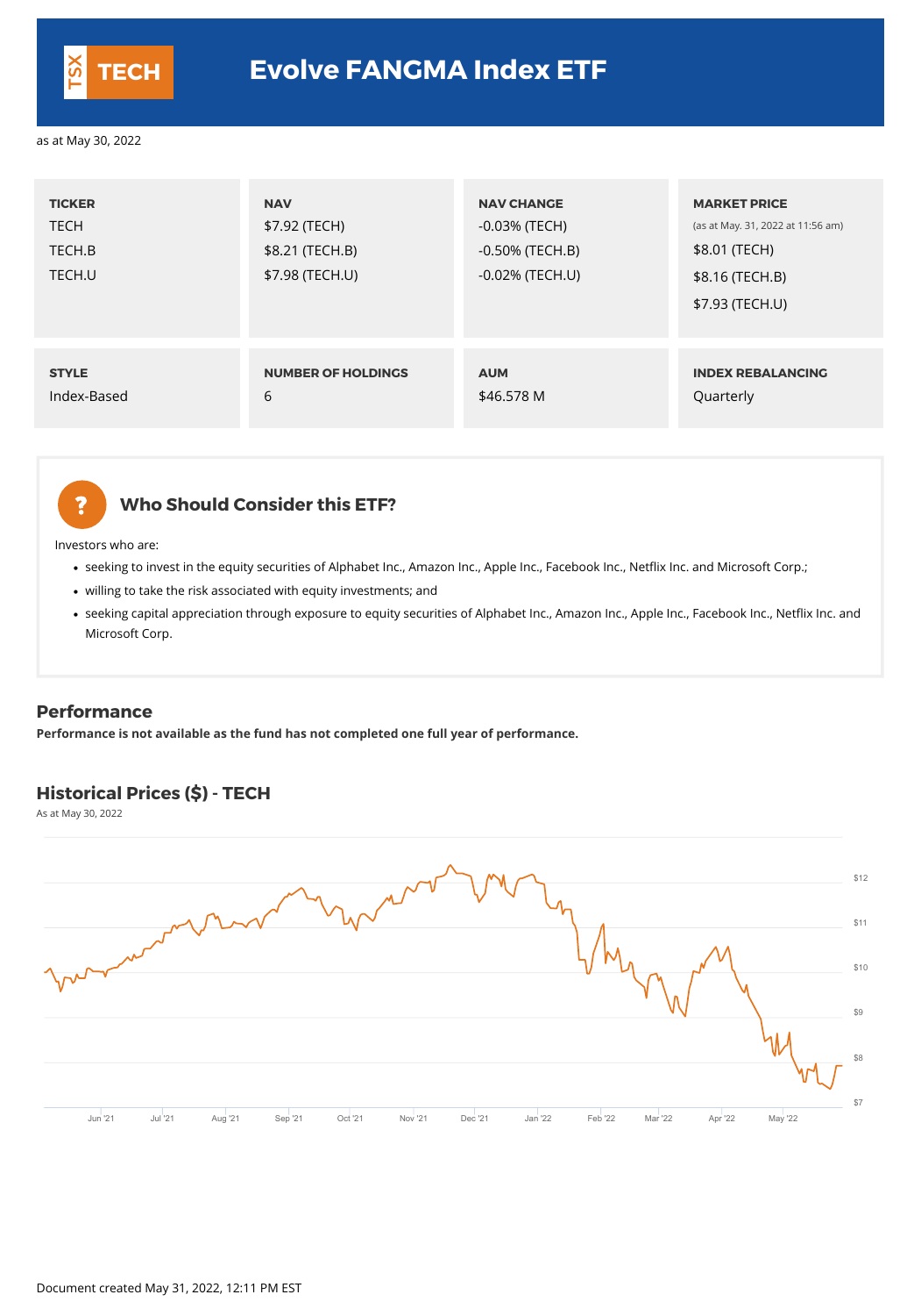TSX TECH

# Evolve FANGMA Index ETF

as at May 30, 2022

| TICKER | NAV | NAV CHANGE | MARKET PRICE (as at May. 31, 2022 at 11:56 am) |
| --- | --- | --- | --- |
| TECH | $7.92 (TECH) | -0.03% (TECH) | $8.01 (TECH) |
| TECH.B | $8.21 (TECH.B) | -0.50% (TECH.B) | $8.16 (TECH.B) |
| TECH.U | $7.98 (TECH.U) | -0.02% (TECH.U) | $7.93 (TECH.U) |

| STYLE | NUMBER OF HOLDINGS | AUM | INDEX REBALANCING |
| --- | --- | --- | --- |
| Index-Based | 6 | $46.578 M | Quarterly |

## Who Should Consider this ETF?

Investors who are:

- seeking to invest in the equity securities of Alphabet Inc., Amazon Inc., Apple Inc., Facebook Inc., Netflix Inc. and Microsoft Corp.;
- willing to take the risk associated with equity investments; and
- seeking capital appreciation through exposure to equity securities of Alphabet Inc., Amazon Inc., Apple Inc., Facebook Inc., Netflix Inc. and Microsoft Corp.

## Performance

**Performance is not available as the fund has not completed one full year of performance.**

## Historical Prices ($) - TECH

As at May 30, 2022

$12
$11
$10
$9
$8
$7

Jun '21 Jul '21 Aug '21 Sep '21 Oct '21 Nov '21 Dec '21 Jan '22 Feb '22 Mar '22 Apr '22 May '22

Document created May 31, 2022, 12:11 PM EST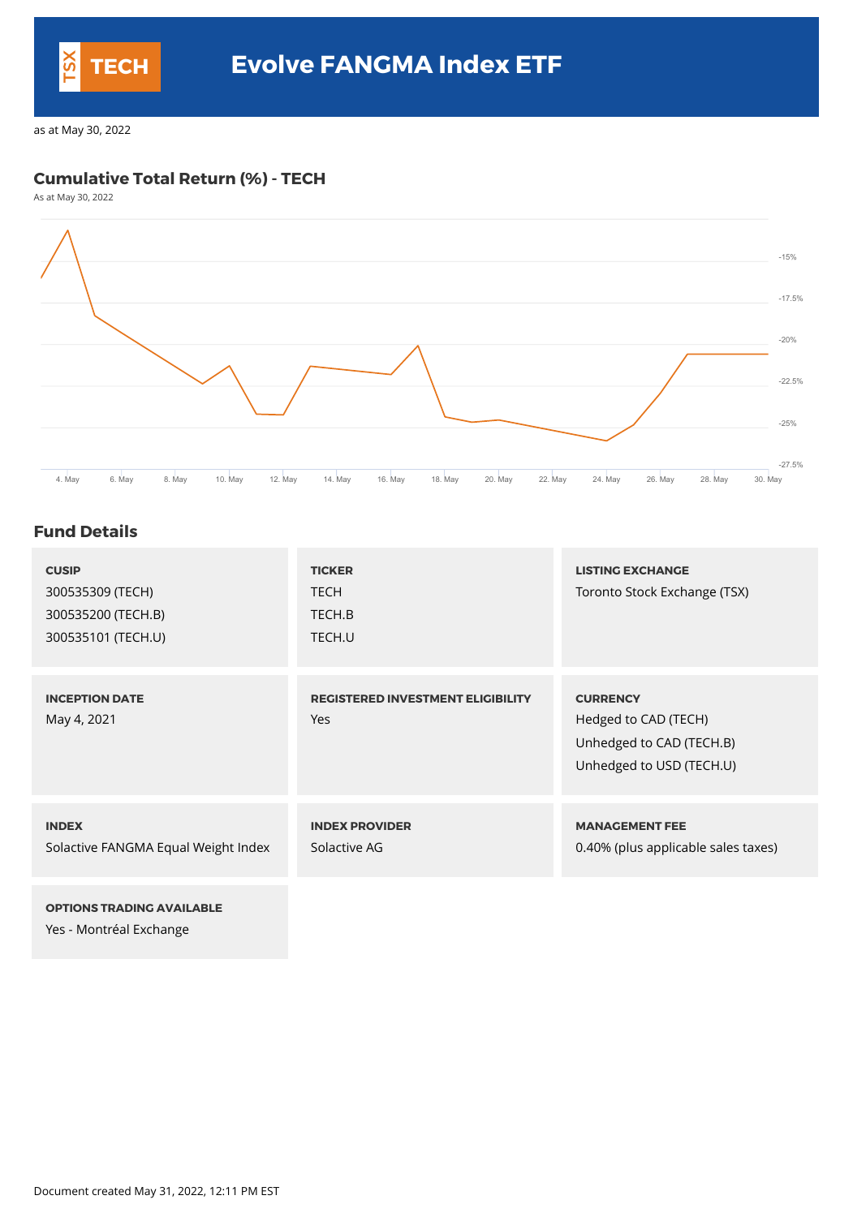# TSX TECH Evolve FANGMA Index ETF

as at May 30, 2022

## Cumulative Total Return (%) - TECH

As at May 30, 2022

-15%
-17.5%
-20%
-22.5%
-25%
-27.5%

4. May 6. May 8. May 10. May 12. May 14. May 16. May 18. May 20. May 22. May 24. May 26. May 28. May 30. May

## Fund Details

| | | |
|---|---|---|
| **CUSIP**<br>300535309 (TECH)<br>300535200 (TECH.B)<br>300535101 (TECH.U) | **TICKER**<br>TECH<br>TECH.B<br>TECH.U | **LISTING EXCHANGE**<br>Toronto Stock Exchange (TSX) |
| **INCEPTION DATE**<br>May 4, 2021 | **REGISTERED INVESTMENT ELIGIBILITY**<br>Yes | **CURRENCY**<br>Hedged to CAD (TECH)<br>Unhedged to CAD (TECH.B)<br>Unhedged to USD (TECH.U) |
| **INDEX**<br>Solactive FANGMA Equal Weight Index | **INDEX PROVIDER**<br>Solactive AG | **MANAGEMENT FEE**<br>0.40% (plus applicable sales taxes) |
| **OPTIONS TRADING AVAILABLE**<br>Yes - Montréal Exchange | | |

Document created May 31, 2022, 12:11 PM EST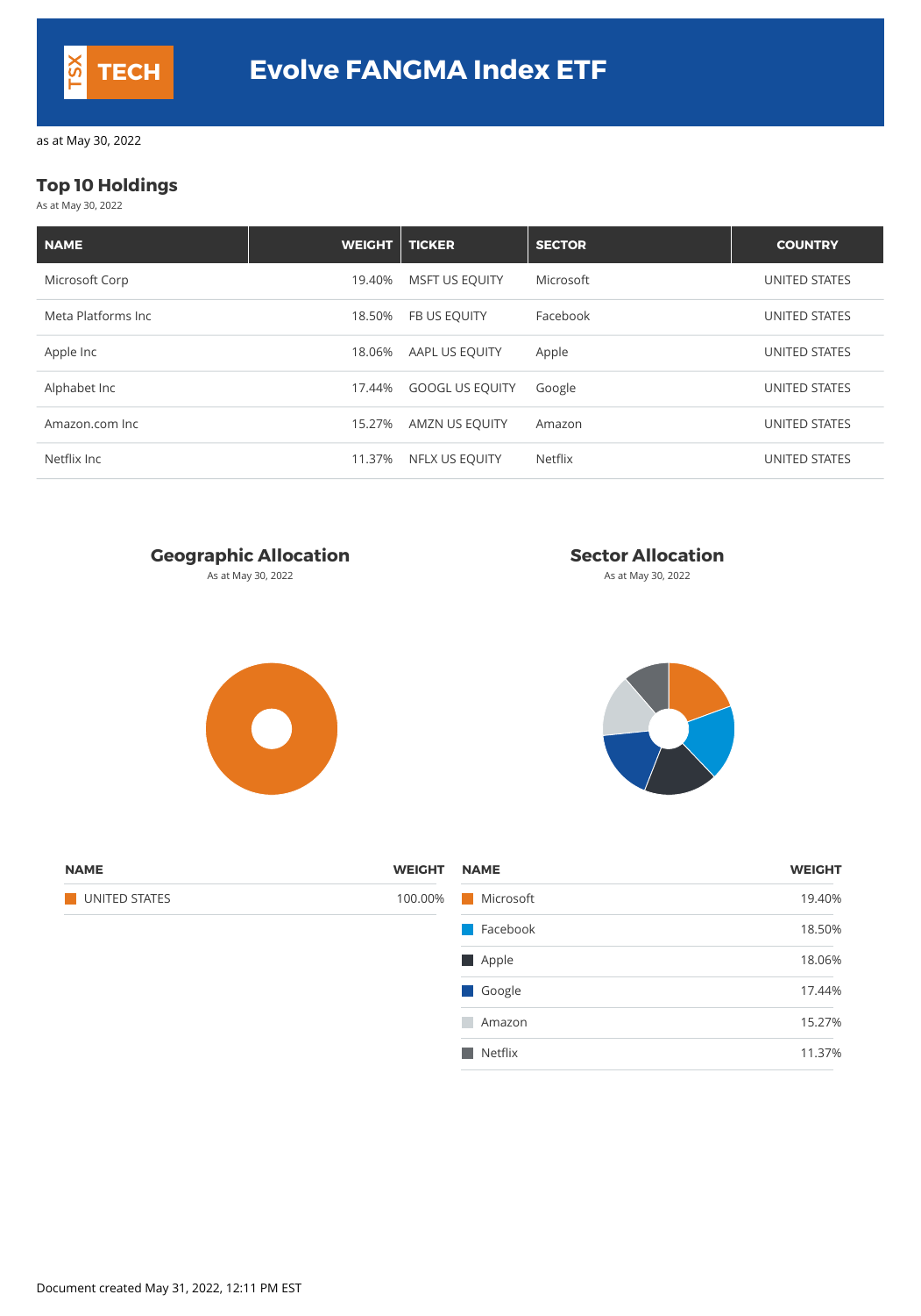TSX TECH

# Evolve FANGMA Index ETF

as at May 30, 2022

## Top 10 Holdings

As at May 30, 2022

| NAME | WEIGHT | TICKER | SECTOR | COUNTRY |
|---|---|---|---|---|
| Microsoft Corp | 19.40% | MSFT US EQUITY | Microsoft | UNITED STATES |
| Meta Platforms Inc | 18.50% | FB US EQUITY | Facebook | UNITED STATES |
| Apple Inc | 18.06% | AAPL US EQUITY | Apple | UNITED STATES |
| Alphabet Inc | 17.44% | GOOGL US EQUITY | Google | UNITED STATES |
| Amazon.com Inc | 15.27% | AMZN US EQUITY | Amazon | UNITED STATES |
| Netflix Inc | 11.37% | NFLX US EQUITY | Netflix | UNITED STATES |

## Geographic Allocation

As at May 30, 2022

| NAME | WEIGHT |
|---|---|
| UNITED STATES | 100.00% |

## Sector Allocation

As at May 30, 2022

| NAME | WEIGHT |
|---|---|
| Microsoft | 19.40% |
| Facebook | 18.50% |
| Apple | 18.06% |
| Google | 17.44% |
| Amazon | 15.27% |
| Netflix | 11.37% |

Document created May 31, 2022, 12:11 PM EST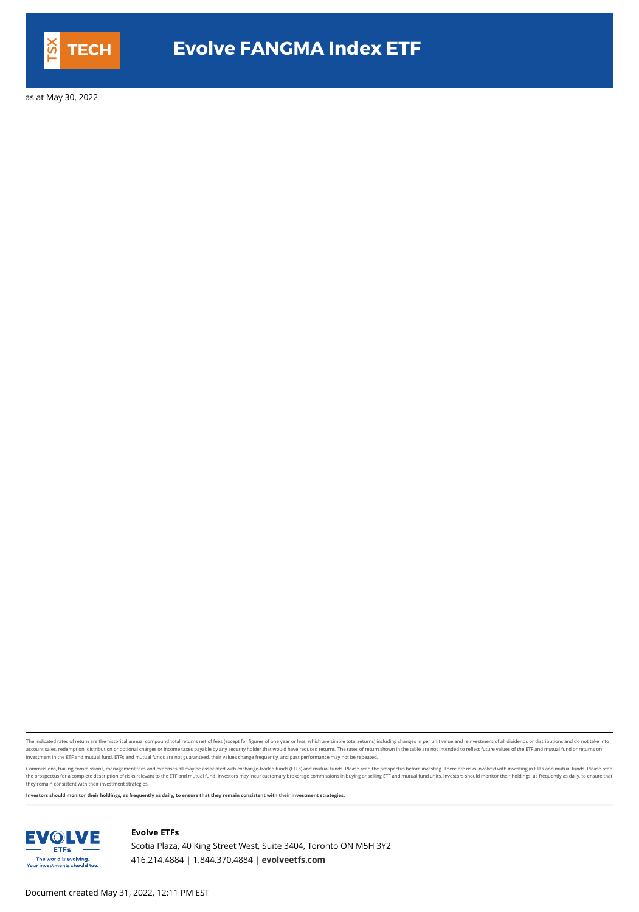# Evolve FANGMA Index ETF

TSX TECH

as at May 30, 2022

The indicated rates of return are the historical annual compound total returns net of fees (except for figures of one year or less, which are simple total returns) including changes in per unit value and reinvestment of all dividends or distributions and do not take into account sales, redemption, distribution or optional charges or income taxes payable by any security holder that would have reduced returns. The rates of return shown in the table are not intended to reflect future values of the ETF and mutual fund or returns on investment in the ETF and mutual fund. ETFs and mutual funds are not guaranteed, their values change frequently, and past performance may not be repeated.

Commissions, trailing commissions, management fees and expenses all may be associated with exchange-traded funds (ETFs) and mutual funds. Please read the prospectus before investing. There are risks involved with investing in ETFs and mutual funds. Please read the prospectus for a complete description of risks relevant to the ETF and mutual fund. Investors may incur customary brokerage commissions in buying or selling ETF and mutual fund units. Investors should monitor their holdings, as frequently as daily, to ensure that they remain consistent with their investment strategies.

**Investors should monitor their holdings, as frequently as daily, to ensure that they remain consistent with their investment strategies.**

EVOLVE ETFs
The world is evolving.
Your investments should too.

**Evolve ETFs**

Scotia Plaza, 40 King Street West, Suite 3404, Toronto ON M5H 3Y2

416.214.4884 | 1.844.370.4884 | **evolveetfs.com**

Document created May 31, 2022, 12:11 PM EST